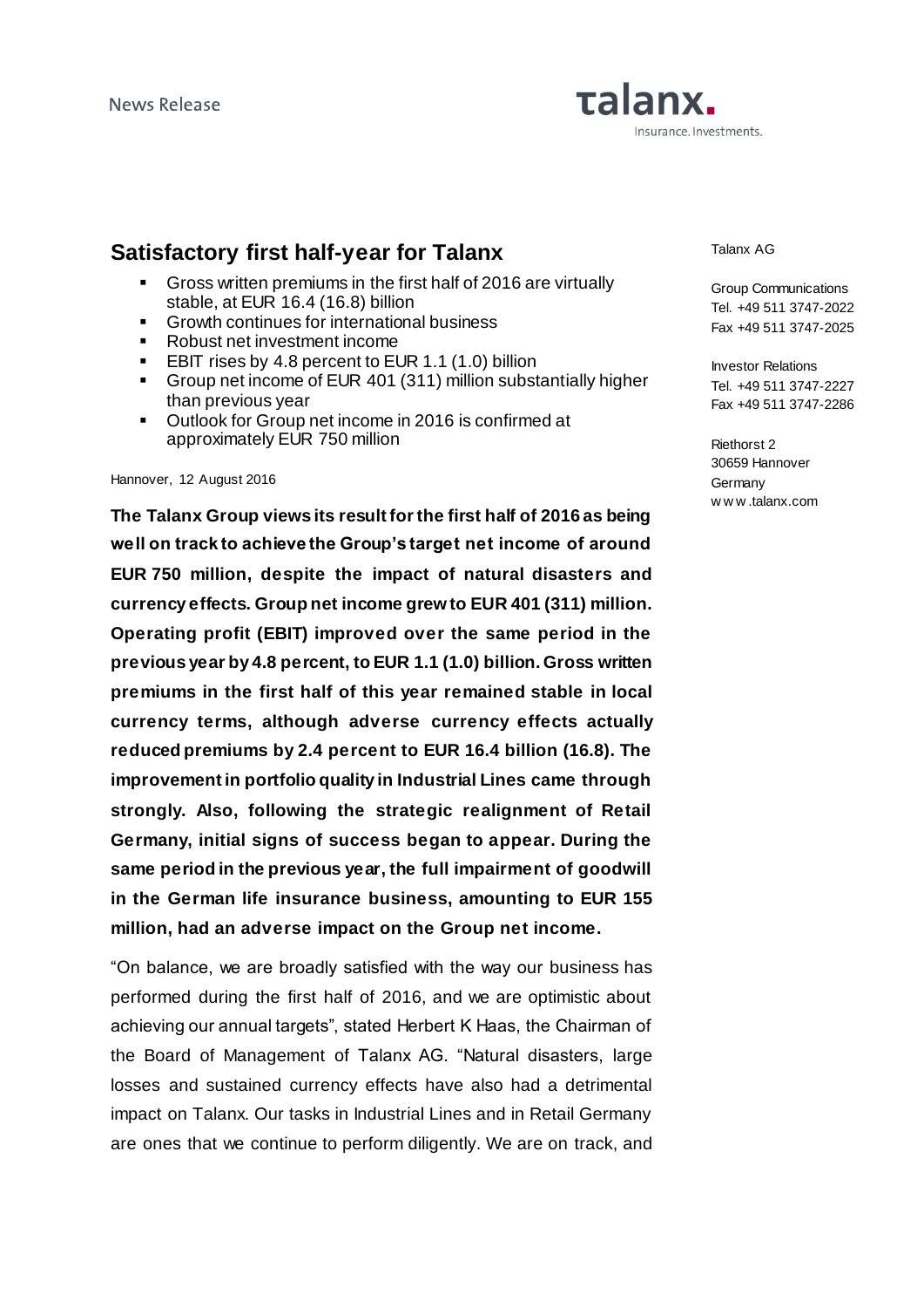News Release

talanx.
Insurance. Investments.

# Satisfactory first half-year for Talanx

- Gross written premiums in the first half of 2016 are virtually stable, at EUR 16.4 (16.8) billion
- Growth continues for international business
- Robust net investment income
- EBIT rises by 4.8 percent to EUR 1.1 (1.0) billion
- Group net income of EUR 401 (311) million substantially higher than previous year
- Outlook for Group net income in 2016 is confirmed at approximately EUR 750 million

Talanx AG

Group Communications
Tel. +49 511 3747-2022
Fax +49 511 3747-2025

Investor Relations
Tel. +49 511 3747-2227
Fax +49 511 3747-2286

Riethorst 2
30659 Hannover
Germany
www.talanx.com

Hannover, 12 August 2016

**The Talanx Group views its result for the first half of 2016 as being well on track to achieve the Group's target net income of around EUR 750 million, despite the impact of natural disasters and currency effects. Group net income grew to EUR 401 (311) million. Operating profit (EBIT) improved over the same period in the previous year by 4.8 percent, to EUR 1.1 (1.0) billion. Gross written premiums in the first half of this year remained stable in local currency terms, although adverse currency effects actually reduced premiums by 2.4 percent to EUR 16.4 billion (16.8). The improvement in portfolio quality in Industrial Lines came through strongly. Also, following the strategic realignment of Retail Germany, initial signs of success began to appear. During the same period in the previous year, the full impairment of goodwill in the German life insurance business, amounting to EUR 155 million, had an adverse impact on the Group net income.**

"On balance, we are broadly satisfied with the way our business has performed during the first half of 2016, and we are optimistic about achieving our annual targets", stated Herbert K Haas, the Chairman of the Board of Management of Talanx AG. "Natural disasters, large losses and sustained currency effects have also had a detrimental impact on Talanx. Our tasks in Industrial Lines and in Retail Germany are ones that we continue to perform diligently. We are on track, and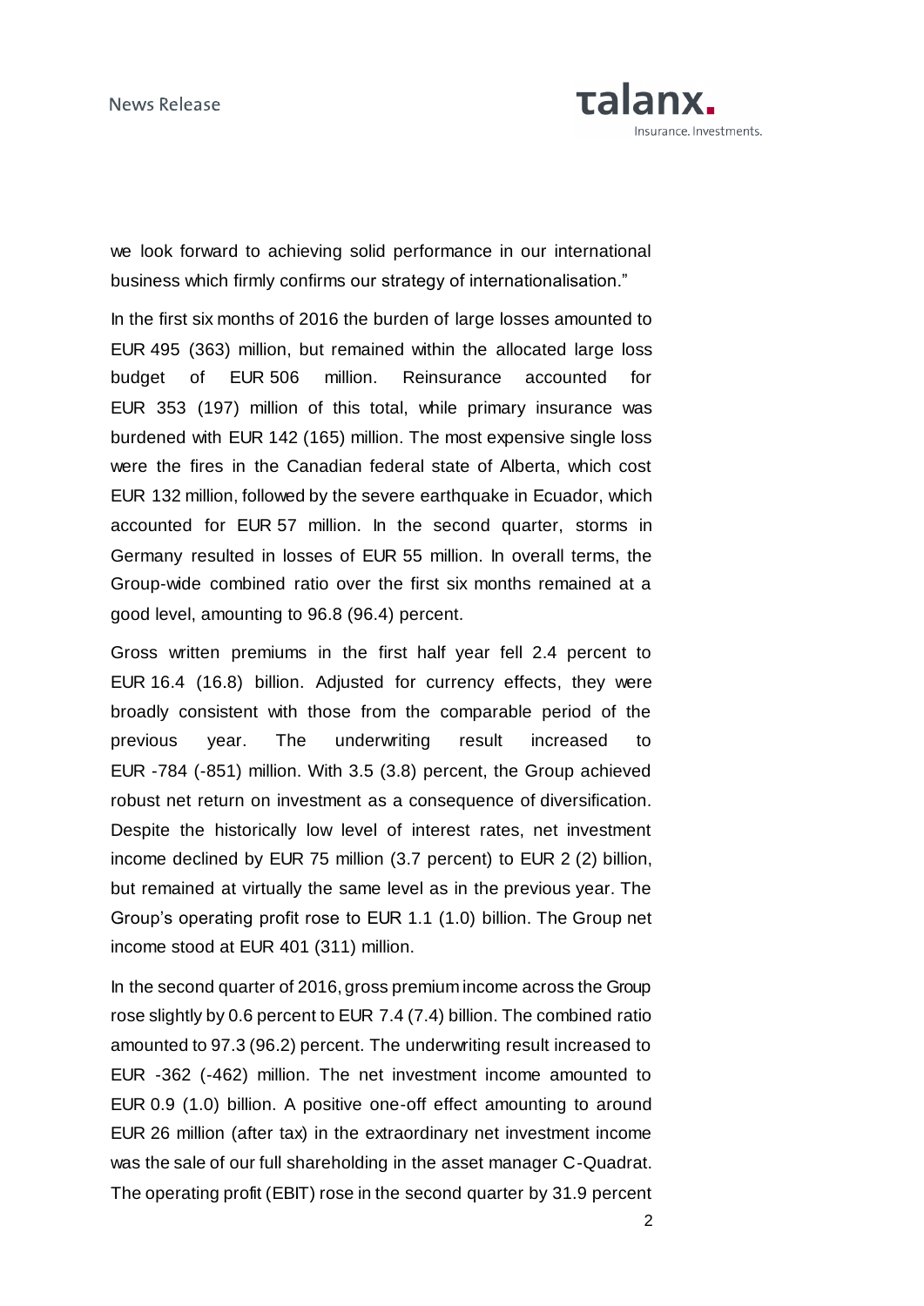we look forward to achieving solid performance in our international business which firmly confirms our strategy of internationalisation."

In the first six months of 2016 the burden of large losses amounted to EUR 495 (363) million, but remained within the allocated large loss budget of EUR 506 million. Reinsurance accounted for EUR 353 (197) million of this total, while primary insurance was burdened with EUR 142 (165) million. The most expensive single loss were the fires in the Canadian federal state of Alberta, which cost EUR 132 million, followed by the severe earthquake in Ecuador, which accounted for EUR 57 million. In the second quarter, storms in Germany resulted in losses of EUR 55 million. In overall terms, the Group-wide combined ratio over the first six months remained at a good level, amounting to 96.8 (96.4) percent.

Gross written premiums in the first half year fell 2.4 percent to EUR 16.4 (16.8) billion. Adjusted for currency effects, they were broadly consistent with those from the comparable period of the previous year. The underwriting result increased to EUR -784 (-851) million. With 3.5 (3.8) percent, the Group achieved robust net return on investment as a consequence of diversification. Despite the historically low level of interest rates, net investment income declined by EUR 75 million (3.7 percent) to EUR 2 (2) billion, but remained at virtually the same level as in the previous year. The Group's operating profit rose to EUR 1.1 (1.0) billion. The Group net income stood at EUR 401 (311) million.

In the second quarter of 2016, gross premium income across the Group rose slightly by 0.6 percent to EUR 7.4 (7.4) billion. The combined ratio amounted to 97.3 (96.2) percent. The underwriting result increased to EUR -362 (-462) million. The net investment income amounted to EUR 0.9 (1.0) billion. A positive one-off effect amounting to around EUR 26 million (after tax) in the extraordinary net investment income was the sale of our full shareholding in the asset manager C-Quadrat. The operating profit (EBIT) rose in the second quarter by 31.9 percent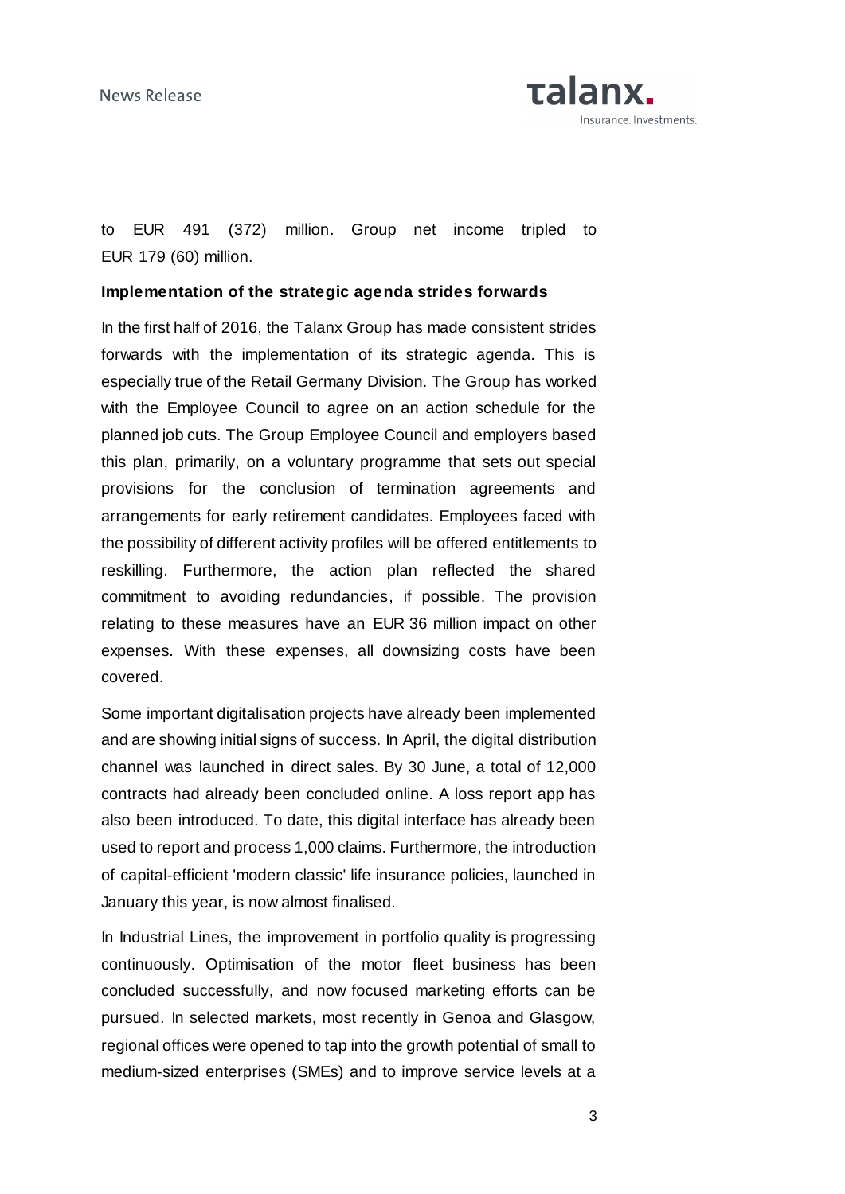to EUR 491 (372) million. Group net income tripled to EUR 179 (60) million.

**Implementation of the strategic agenda strides forwards**

In the first half of 2016, the Talanx Group has made consistent strides forwards with the implementation of its strategic agenda. This is especially true of the Retail Germany Division. The Group has worked with the Employee Council to agree on an action schedule for the planned job cuts. The Group Employee Council and employers based this plan, primarily, on a voluntary programme that sets out special provisions for the conclusion of termination agreements and arrangements for early retirement candidates. Employees faced with the possibility of different activity profiles will be offered entitlements to reskilling. Furthermore, the action plan reflected the shared commitment to avoiding redundancies, if possible. The provision relating to these measures have an EUR 36 million impact on other expenses. With these expenses, all downsizing costs have been covered.

Some important digitalisation projects have already been implemented and are showing initial signs of success. In April, the digital distribution channel was launched in direct sales. By 30 June, a total of 12,000 contracts had already been concluded online. A loss report app has also been introduced. To date, this digital interface has already been used to report and process 1,000 claims. Furthermore, the introduction of capital-efficient 'modern classic' life insurance policies, launched in January this year, is now almost finalised.

In Industrial Lines, the improvement in portfolio quality is progressing continuously. Optimisation of the motor fleet business has been concluded successfully, and now focused marketing efforts can be pursued. In selected markets, most recently in Genoa and Glasgow, regional offices were opened to tap into the growth potential of small to medium-sized enterprises (SMEs) and to improve service levels at a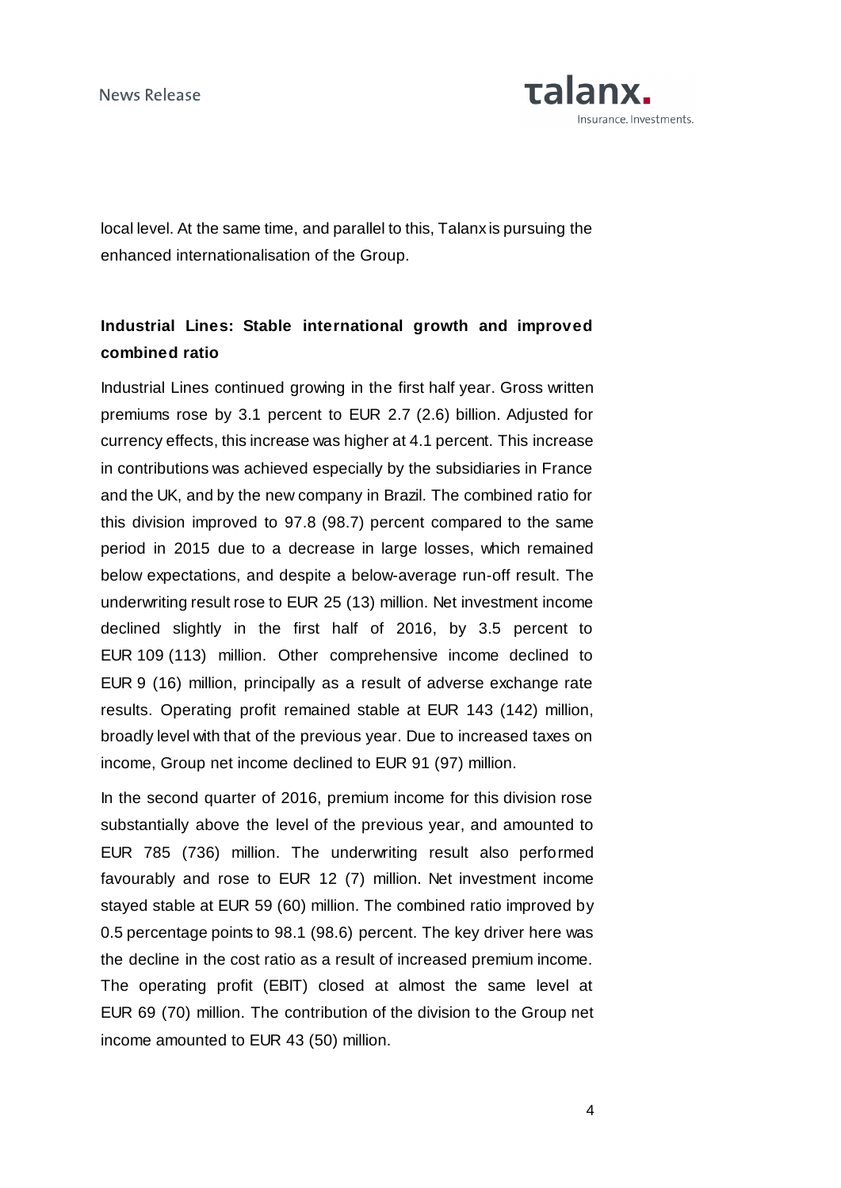local level. At the same time, and parallel to this, Talanx is pursuing the enhanced internationalisation of the Group.

**Industrial Lines: Stable international growth and improved combined ratio**

Industrial Lines continued growing in the first half year. Gross written premiums rose by 3.1 percent to EUR 2.7 (2.6) billion. Adjusted for currency effects, this increase was higher at 4.1 percent. This increase in contributions was achieved especially by the subsidiaries in France and the UK, and by the new company in Brazil. The combined ratio for this division improved to 97.8 (98.7) percent compared to the same period in 2015 due to a decrease in large losses, which remained below expectations, and despite a below-average run-off result. The underwriting result rose to EUR 25 (13) million. Net investment income declined slightly in the first half of 2016, by 3.5 percent to EUR 109 (113) million. Other comprehensive income declined to EUR 9 (16) million, principally as a result of adverse exchange rate results. Operating profit remained stable at EUR 143 (142) million, broadly level with that of the previous year. Due to increased taxes on income, Group net income declined to EUR 91 (97) million.

In the second quarter of 2016, premium income for this division rose substantially above the level of the previous year, and amounted to EUR 785 (736) million. The underwriting result also performed favourably and rose to EUR 12 (7) million. Net investment income stayed stable at EUR 59 (60) million. The combined ratio improved by 0.5 percentage points to 98.1 (98.6) percent. The key driver here was the decline in the cost ratio as a result of increased premium income. The operating profit (EBIT) closed at almost the same level at EUR 69 (70) million. The contribution of the division to the Group net income amounted to EUR 43 (50) million.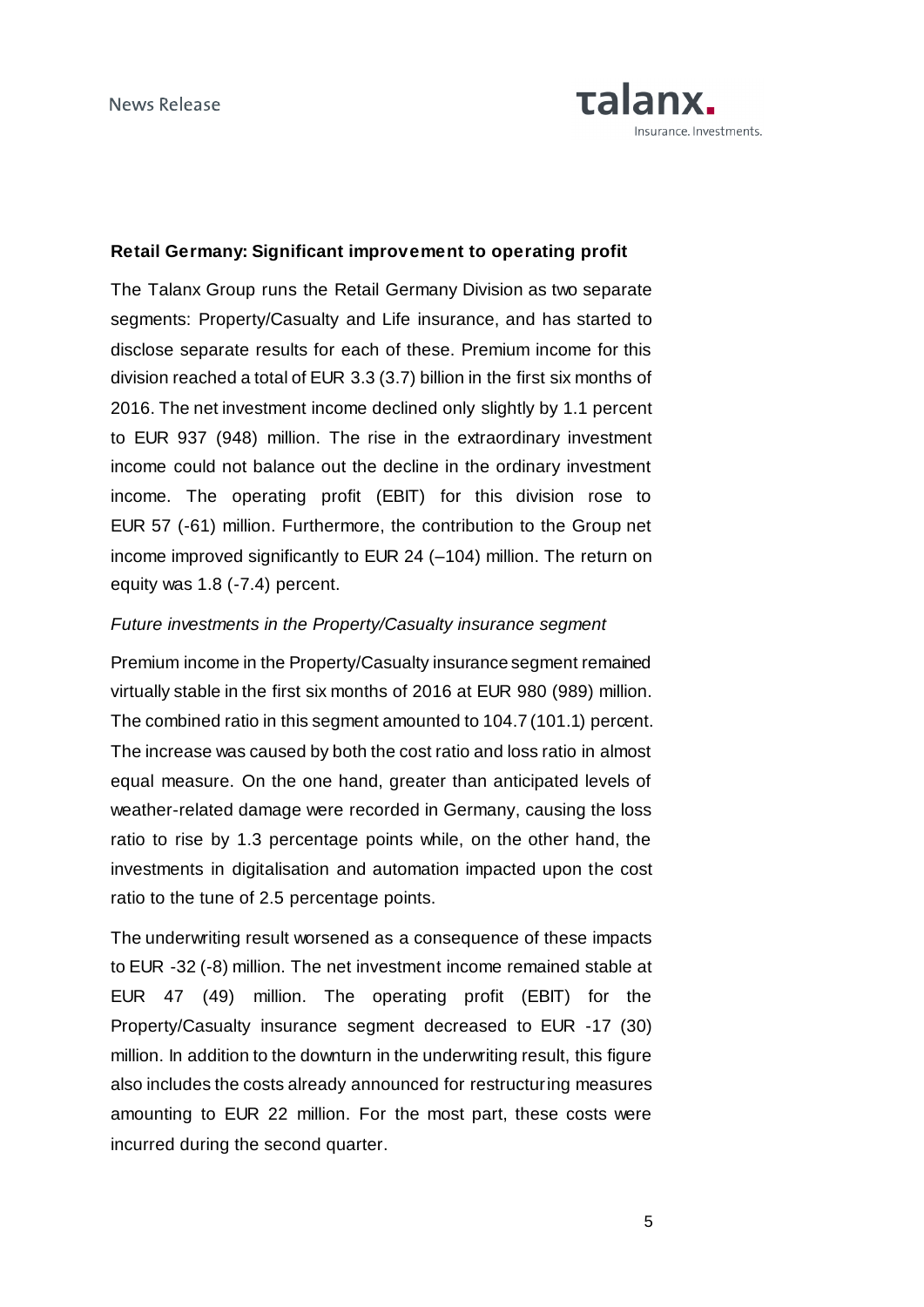**Retail Germany: Significant improvement to operating profit**

The Talanx Group runs the Retail Germany Division as two separate segments: Property/Casualty and Life insurance, and has started to disclose separate results for each of these. Premium income for this division reached a total of EUR 3.3 (3.7) billion in the first six months of 2016. The net investment income declined only slightly by 1.1 percent to EUR 937 (948) million. The rise in the extraordinary investment income could not balance out the decline in the ordinary investment income. The operating profit (EBIT) for this division rose to EUR 57 (-61) million. Furthermore, the contribution to the Group net income improved significantly to EUR 24 (–104) million. The return on equity was 1.8 (-7.4) percent.

*Future investments in the Property/Casualty insurance segment*

Premium income in the Property/Casualty insurance segment remained virtually stable in the first six months of 2016 at EUR 980 (989) million. The combined ratio in this segment amounted to 104.7 (101.1) percent. The increase was caused by both the cost ratio and loss ratio in almost equal measure. On the one hand, greater than anticipated levels of weather-related damage were recorded in Germany, causing the loss ratio to rise by 1.3 percentage points while, on the other hand, the investments in digitalisation and automation impacted upon the cost ratio to the tune of 2.5 percentage points.

The underwriting result worsened as a consequence of these impacts to EUR -32 (-8) million. The net investment income remained stable at EUR 47 (49) million. The operating profit (EBIT) for the Property/Casualty insurance segment decreased to EUR -17 (30) million. In addition to the downturn in the underwriting result, this figure also includes the costs already announced for restructuring measures amounting to EUR 22 million. For the most part, these costs were incurred during the second quarter.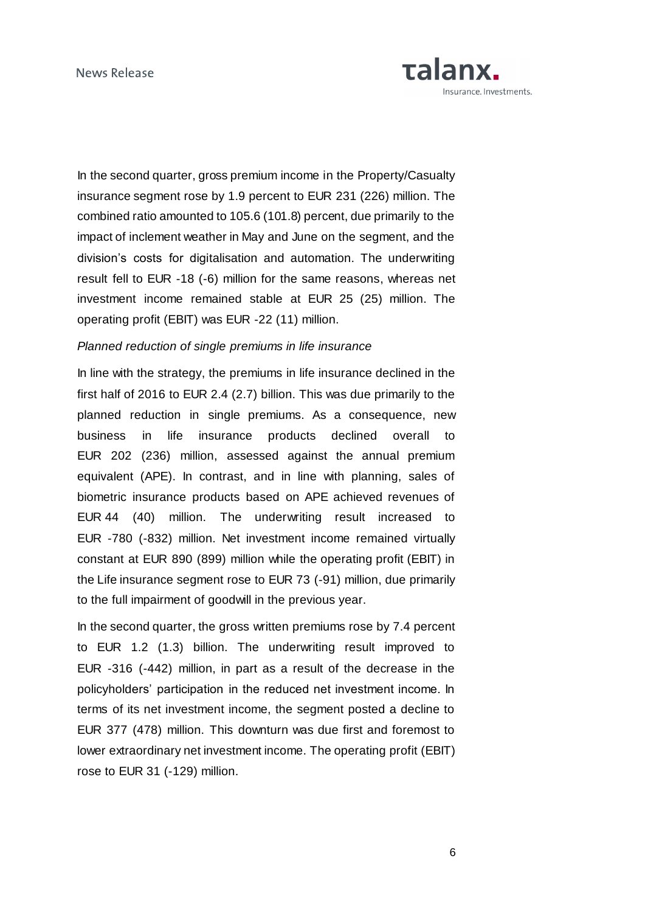In the second quarter, gross premium income in the Property/Casualty insurance segment rose by 1.9 percent to EUR 231 (226) million. The combined ratio amounted to 105.6 (101.8) percent, due primarily to the impact of inclement weather in May and June on the segment, and the division's costs for digitalisation and automation. The underwriting result fell to EUR -18 (-6) million for the same reasons, whereas net investment income remained stable at EUR 25 (25) million. The operating profit (EBIT) was EUR -22 (11) million.

*Planned reduction of single premiums in life insurance*

In line with the strategy, the premiums in life insurance declined in the first half of 2016 to EUR 2.4 (2.7) billion. This was due primarily to the planned reduction in single premiums. As a consequence, new business in life insurance products declined overall to EUR 202 (236) million, assessed against the annual premium equivalent (APE). In contrast, and in line with planning, sales of biometric insurance products based on APE achieved revenues of EUR 44 (40) million. The underwriting result increased to EUR -780 (-832) million. Net investment income remained virtually constant at EUR 890 (899) million while the operating profit (EBIT) in the Life insurance segment rose to EUR 73 (-91) million, due primarily to the full impairment of goodwill in the previous year.

In the second quarter, the gross written premiums rose by 7.4 percent to EUR 1.2 (1.3) billion. The underwriting result improved to EUR -316 (-442) million, in part as a result of the decrease in the policyholders' participation in the reduced net investment income. In terms of its net investment income, the segment posted a decline to EUR 377 (478) million. This downturn was due first and foremost to lower extraordinary net investment income. The operating profit (EBIT) rose to EUR 31 (-129) million.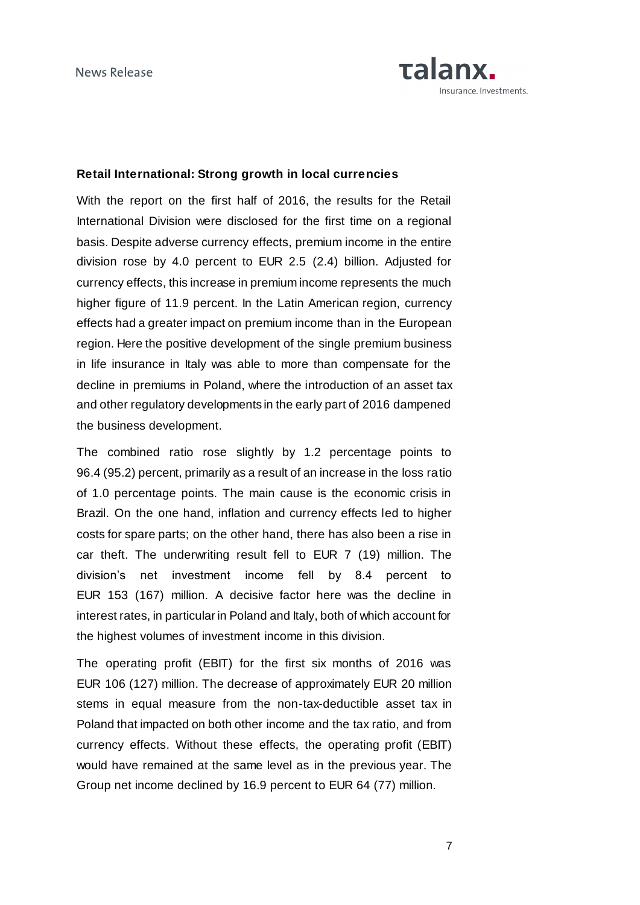**Retail International: Strong growth in local currencies**

With the report on the first half of 2016, the results for the Retail International Division were disclosed for the first time on a regional basis. Despite adverse currency effects, premium income in the entire division rose by 4.0 percent to EUR 2.5 (2.4) billion. Adjusted for currency effects, this increase in premium income represents the much higher figure of 11.9 percent. In the Latin American region, currency effects had a greater impact on premium income than in the European region. Here the positive development of the single premium business in life insurance in Italy was able to more than compensate for the decline in premiums in Poland, where the introduction of an asset tax and other regulatory developments in the early part of 2016 dampened the business development.

The combined ratio rose slightly by 1.2 percentage points to 96.4 (95.2) percent, primarily as a result of an increase in the loss ratio of 1.0 percentage points. The main cause is the economic crisis in Brazil. On the one hand, inflation and currency effects led to higher costs for spare parts; on the other hand, there has also been a rise in car theft. The underwriting result fell to EUR 7 (19) million. The division's net investment income fell by 8.4 percent to EUR 153 (167) million. A decisive factor here was the decline in interest rates, in particular in Poland and Italy, both of which account for the highest volumes of investment income in this division.

The operating profit (EBIT) for the first six months of 2016 was EUR 106 (127) million. The decrease of approximately EUR 20 million stems in equal measure from the non-tax-deductible asset tax in Poland that impacted on both other income and the tax ratio, and from currency effects. Without these effects, the operating profit (EBIT) would have remained at the same level as in the previous year. The Group net income declined by 16.9 percent to EUR 64 (77) million.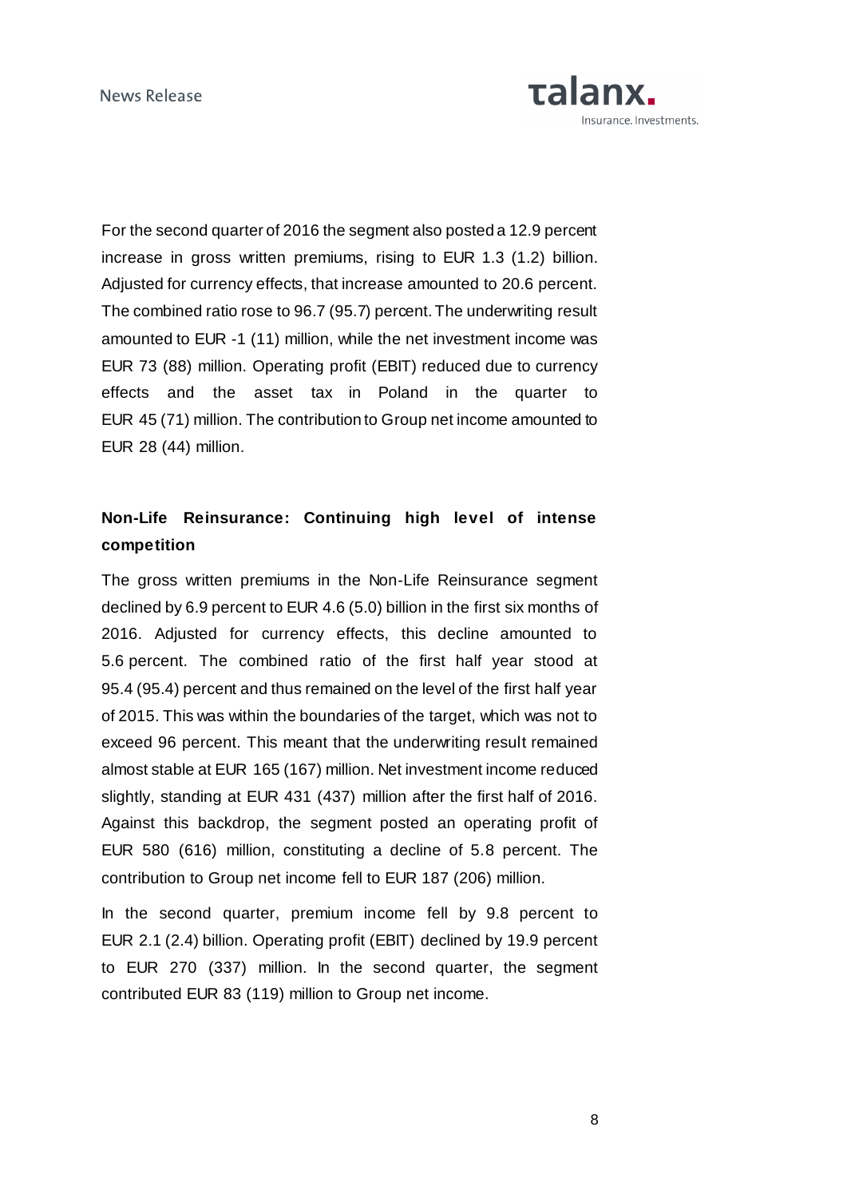For the second quarter of 2016 the segment also posted a 12.9 percent increase in gross written premiums, rising to EUR 1.3 (1.2) billion. Adjusted for currency effects, that increase amounted to 20.6 percent. The combined ratio rose to 96.7 (95.7) percent. The underwriting result amounted to EUR -1 (11) million, while the net investment income was EUR 73 (88) million. Operating profit (EBIT) reduced due to currency effects and the asset tax in Poland in the quarter to EUR 45 (71) million. The contribution to Group net income amounted to EUR 28 (44) million.

**Non-Life Reinsurance: Continuing high level of intense competition**

The gross written premiums in the Non-Life Reinsurance segment declined by 6.9 percent to EUR 4.6 (5.0) billion in the first six months of 2016. Adjusted for currency effects, this decline amounted to 5.6 percent. The combined ratio of the first half year stood at 95.4 (95.4) percent and thus remained on the level of the first half year of 2015. This was within the boundaries of the target, which was not to exceed 96 percent. This meant that the underwriting result remained almost stable at EUR 165 (167) million. Net investment income reduced slightly, standing at EUR 431 (437) million after the first half of 2016. Against this backdrop, the segment posted an operating profit of EUR 580 (616) million, constituting a decline of 5.8 percent. The contribution to Group net income fell to EUR 187 (206) million.

In the second quarter, premium income fell by 9.8 percent to EUR 2.1 (2.4) billion. Operating profit (EBIT) declined by 19.9 percent to EUR 270 (337) million. In the second quarter, the segment contributed EUR 83 (119) million to Group net income.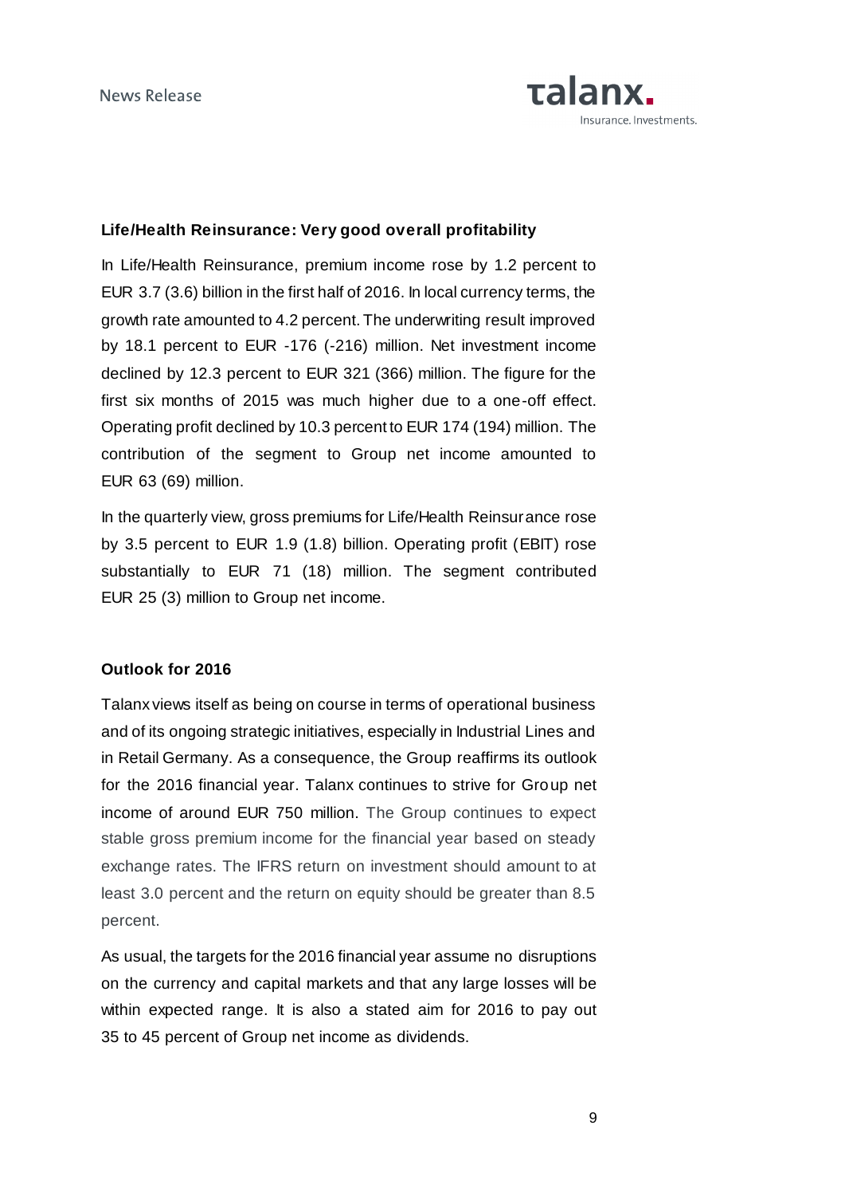### Life/Health Reinsurance: Very good overall profitability

In Life/Health Reinsurance, premium income rose by 1.2 percent to EUR 3.7 (3.6) billion in the first half of 2016. In local currency terms, the growth rate amounted to 4.2 percent. The underwriting result improved by 18.1 percent to EUR -176 (-216) million. Net investment income declined by 12.3 percent to EUR 321 (366) million. The figure for the first six months of 2015 was much higher due to a one-off effect. Operating profit declined by 10.3 percent to EUR 174 (194) million. The contribution of the segment to Group net income amounted to EUR 63 (69) million.

In the quarterly view, gross premiums for Life/Health Reinsurance rose by 3.5 percent to EUR 1.9 (1.8) billion. Operating profit (EBIT) rose substantially to EUR 71 (18) million. The segment contributed EUR 25 (3) million to Group net income.

### Outlook for 2016

Talanx views itself as being on course in terms of operational business and of its ongoing strategic initiatives, especially in Industrial Lines and in Retail Germany. As a consequence, the Group reaffirms its outlook for the 2016 financial year. Talanx continues to strive for Group net income of around EUR 750 million. The Group continues to expect stable gross premium income for the financial year based on steady exchange rates. The IFRS return on investment should amount to at least 3.0 percent and the return on equity should be greater than 8.5 percent.

As usual, the targets for the 2016 financial year assume no disruptions on the currency and capital markets and that any large losses will be within expected range. It is also a stated aim for 2016 to pay out 35 to 45 percent of Group net income as dividends.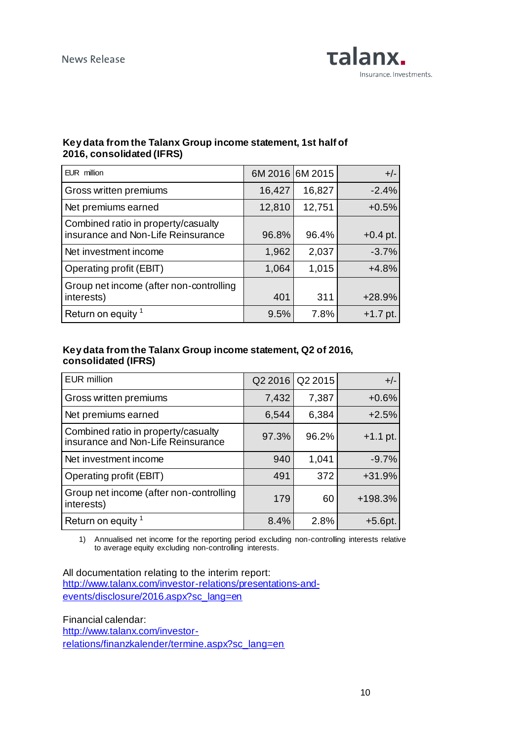**Key data from the Talanx Group income statement, 1st half of 2016, consolidated (IFRS)**

| EUR million | 6M 2016 | 6M 2015 | +/- |
|---|---|---|---|
| Gross written premiums | 16,427 | 16,827 | -2.4% |
| Net premiums earned | 12,810 | 12,751 | +0.5% |
| Combined ratio in property/casualty insurance and Non-Life Reinsurance | 96.8% | 96.4% | +0.4 pt. |
| Net investment income | 1,962 | 2,037 | -3.7% |
| Operating profit (EBIT) | 1,064 | 1,015 | +4.8% |
| Group net income (after non-controlling interests) | 401 | 311 | +28.9% |
| Return on equity [1] | 9.5% | 7.8% | +1.7 pt. |

**Key data from the Talanx Group income statement, Q2 of 2016, consolidated (IFRS)**

| EUR million | Q2 2016 | Q2 2015 | +/- |
|---|---|---|---|
| Gross written premiums | 7,432 | 7,387 | +0.6% |
| Net premiums earned | 6,544 | 6,384 | +2.5% |
| Combined ratio in property/casualty insurance and Non-Life Reinsurance | 97.3% | 96.2% | +1.1 pt. |
| Net investment income | 940 | 1,041 | -9.7% |
| Operating profit (EBIT) | 491 | 372 | +31.9% |
| Group net income (after non-controlling interests) | 179 | 60 | +198.3% |
| Return on equity [1] | 8.4% | 2.8% | +5.6pt. |

1) Annualised net income for the reporting period excluding non-controlling interests relative to average equity excluding non-controlling interests.

All documentation relating to the interim report:
http://www.talanx.com/investor-relations/presentations-and-events/disclosure/2016.aspx?sc_lang=en

Financial calendar:
http://www.talanx.com/investor-relations/finanzkalender/termine.aspx?sc_lang=en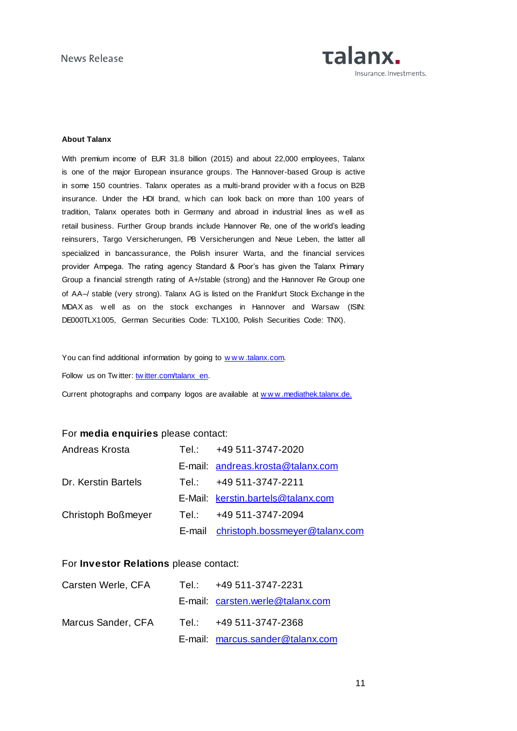**About Talanx**

With premium income of EUR 31.8 billion (2015) and about 22,000 employees, Talanx is one of the major European insurance groups. The Hannover-based Group is active in some 150 countries. Talanx operates as a multi-brand provider with a focus on B2B insurance. Under the HDI brand, which can look back on more than 100 years of tradition, Talanx operates both in Germany and abroad in industrial lines as well as retail business. Further Group brands include Hannover Re, one of the world's leading reinsurers, Targo Versicherungen, PB Versicherungen and Neue Leben, the latter all specialized in bancassurance, the Polish insurer Warta, and the financial services provider Ampega. The rating agency Standard & Poor's has given the Talanx Primary Group a financial strength rating of A+/stable (strong) and the Hannover Re Group one of AA–/ stable (very strong). Talanx AG is listed on the Frankfurt Stock Exchange in the MDAX as well as on the stock exchanges in Hannover and Warsaw (ISIN: DE000TLX1005, German Securities Code: TLX100, Polish Securities Code: TNX).

You can find additional information by going to www.talanx.com.

Follow us on Twitter: twitter.com/talanx_en.

Current photographs and company logos are available at www.mediathek.talanx.de.

For **media enquiries** please contact:

| | | |
|---|---|---|
| Andreas Krosta | Tel.: | +49 511-3747-2020 |
| | E-mail: | andreas.krosta@talanx.com |
| Dr. Kerstin Bartels | Tel.: | +49 511-3747-2211 |
| | E-Mail: | kerstin.bartels@talanx.com |
| Christoph Boßmeyer | Tel.: | +49 511-3747-2094 |
| | E-mail | christoph.bossmeyer@talanx.com |

For **Investor Relations** please contact:

| | | |
|---|---|---|
| Carsten Werle, CFA | Tel.: | +49 511-3747-2231 |
| | E-mail: | carsten.werle@talanx.com |
| Marcus Sander, CFA | Tel.: | +49 511-3747-2368 |
| | E-mail: | marcus.sander@talanx.com |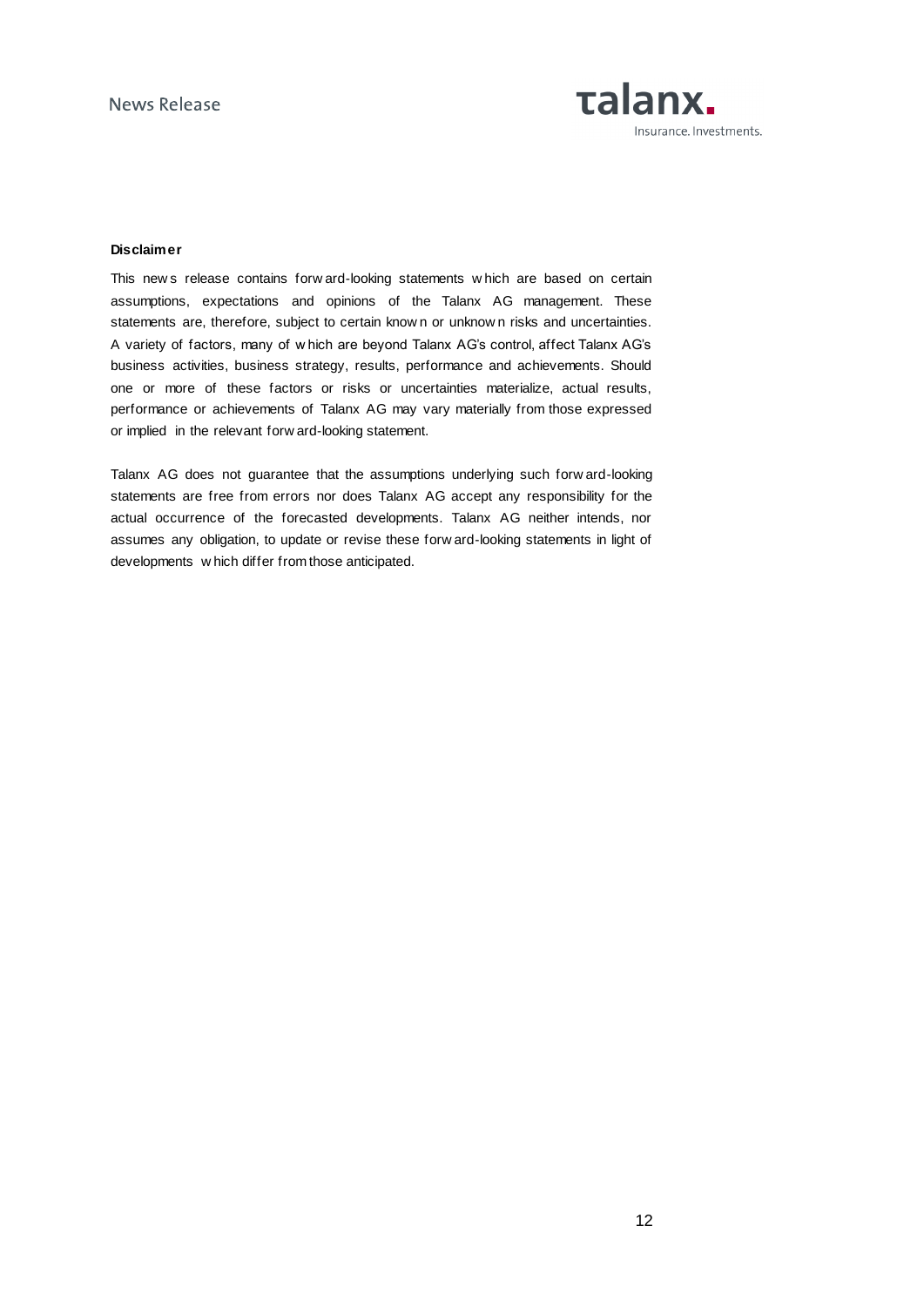**Disclaimer**

This news release contains forward-looking statements which are based on certain assumptions, expectations and opinions of the Talanx AG management. These statements are, therefore, subject to certain known or unknown risks and uncertainties. A variety of factors, many of which are beyond Talanx AG's control, affect Talanx AG's business activities, business strategy, results, performance and achievements. Should one or more of these factors or risks or uncertainties materialize, actual results, performance or achievements of Talanx AG may vary materially from those expressed or implied in the relevant forward-looking statement.

Talanx AG does not guarantee that the assumptions underlying such forward-looking statements are free from errors nor does Talanx AG accept any responsibility for the actual occurrence of the forecasted developments. Talanx AG neither intends, nor assumes any obligation, to update or revise these forward-looking statements in light of developments which differ from those anticipated.